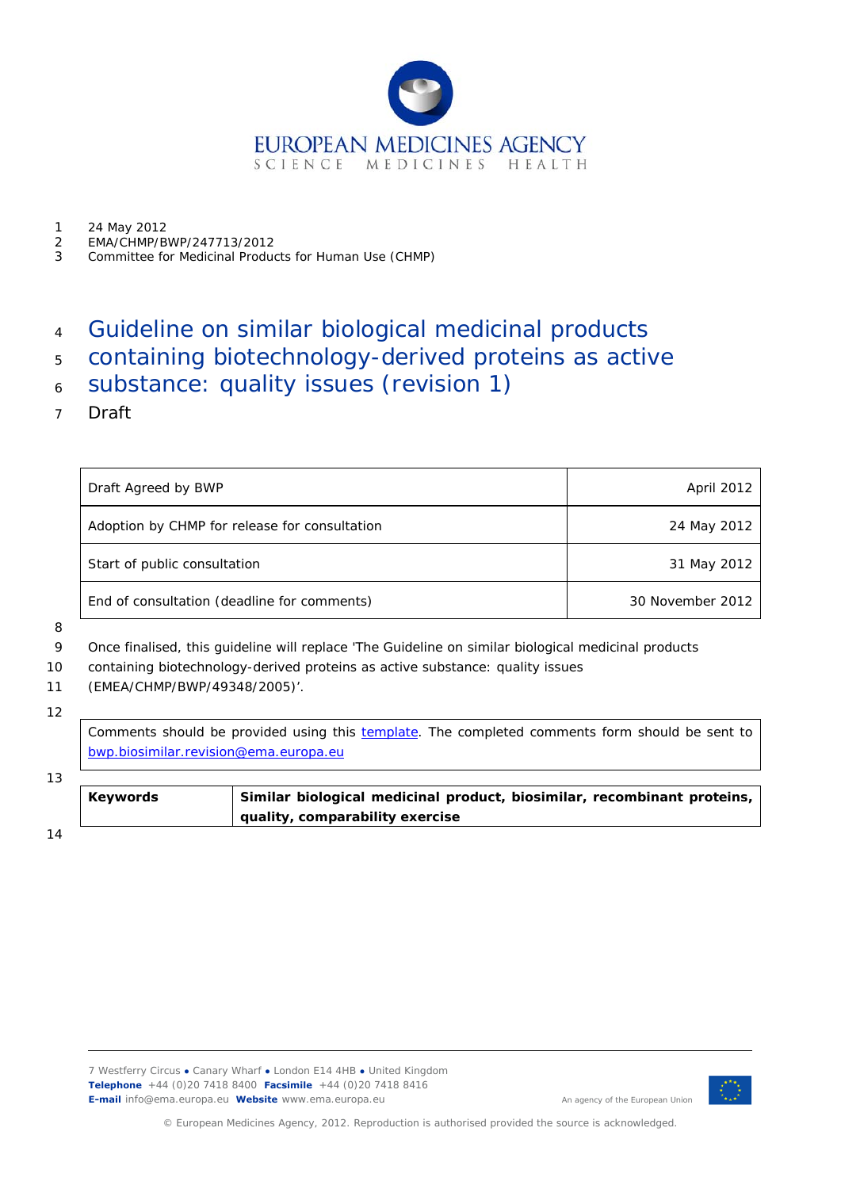24 May 2012
EMA/CHMP/BWP/247713/2012
Committee for Medicinal Products for Human Use (CHMP)

# Guideline on similar biological medicinal products containing biotechnology-derived proteins as active substance: quality issues (revision 1)

Draft

| Draft Agreed by BWP | April 2012 |
|---|---|
| Adoption by CHMP for release for consultation | 24 May 2012 |
| Start of public consultation | 31 May 2012 |
| End of consultation (deadline for comments) | 30 November 2012 |

Once finalised, this guideline will replace 'The Guideline on similar biological medicinal products containing biotechnology-derived proteins as active substance: quality issues (EMEA/CHMP/BWP/49348/2005)'.

Comments should be provided using this template. The completed comments form should be sent to bwp.biosimilar.revision@ema.europa.eu

| **Keywords** | **Similar biological medicinal product, biosimilar, recombinant proteins, quality, comparability exercise** |
|---|---|

7 Westferry Circus ● Canary Wharf ● London E14 4HB ● United Kingdom
**Telephone** +44 (0)20 7418 8400 **Facsimile** +44 (0)20 7418 8416
**E-mail** info@ema.europa.eu **Website** www.ema.europa.eu

An agency of the European Union

© European Medicines Agency, 2012. Reproduction is authorised provided the source is acknowledged.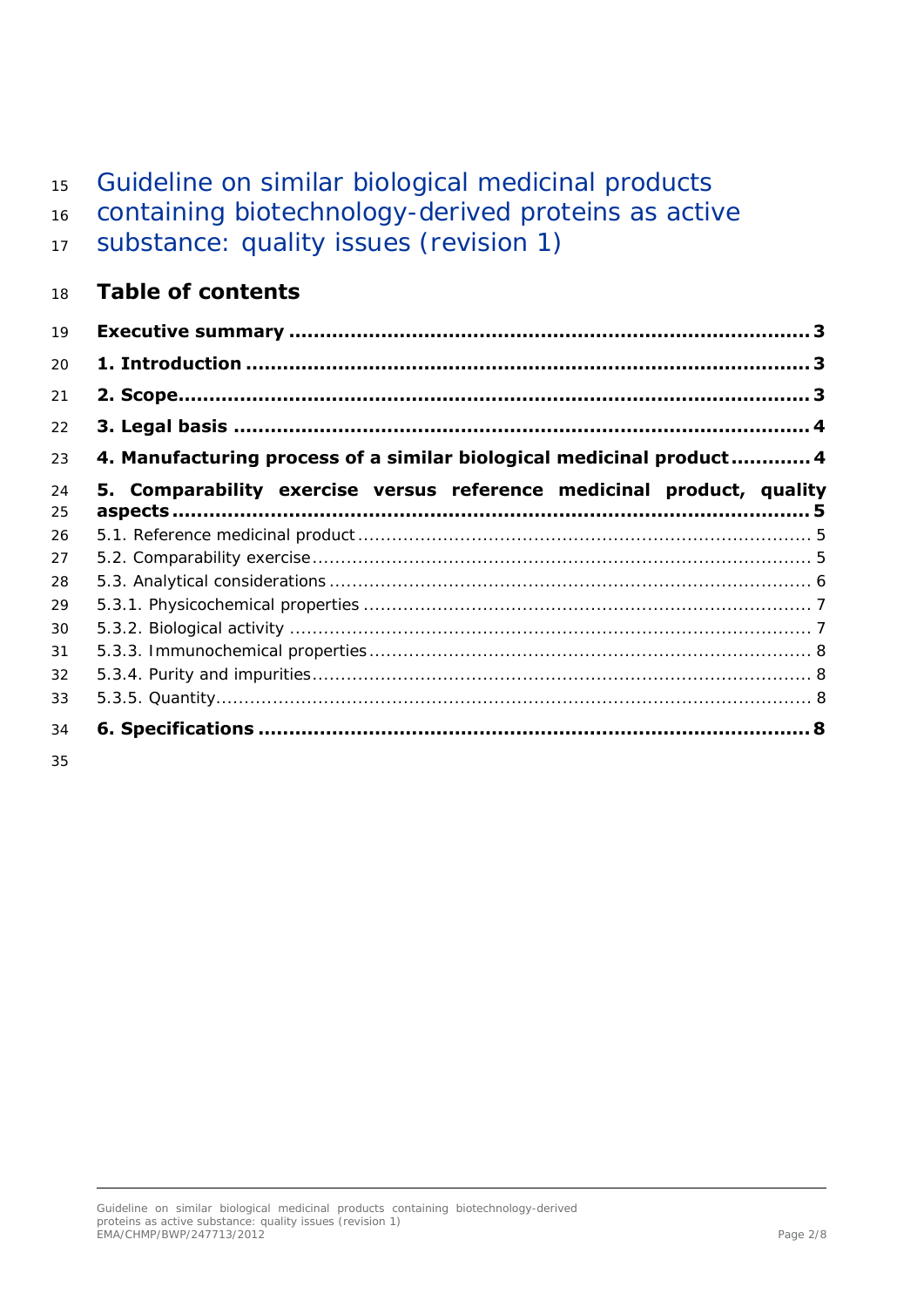# Guideline on similar biological medicinal products containing biotechnology-derived proteins as active substance: quality issues (revision 1)

## Table of contents

**Executive summary ........................................................................................ 3**

**1. Introduction ................................................................................................ 3**

**2. Scope........................................................................................................... 3**

**3. Legal basis .................................................................................................. 4**

**4. Manufacturing process of a similar biological medicinal product ............ 4**

**5. Comparability exercise versus reference medicinal product, quality aspects ........................................................................................................... 5**

5.1. Reference medicinal product ................................................................................ 5

5.2. Comparability exercise ........................................................................................ 5

5.3. Analytical considerations ..................................................................................... 6

5.3.1. Physicochemical properties ............................................................................... 7

5.3.2. Biological activity ............................................................................................ 7

5.3.3. Immunochemical properties .............................................................................. 8

5.3.4. Purity and impurities ........................................................................................ 8

5.3.5. Quantity.......................................................................................................... 8

**6. Specifications .............................................................................................. 8**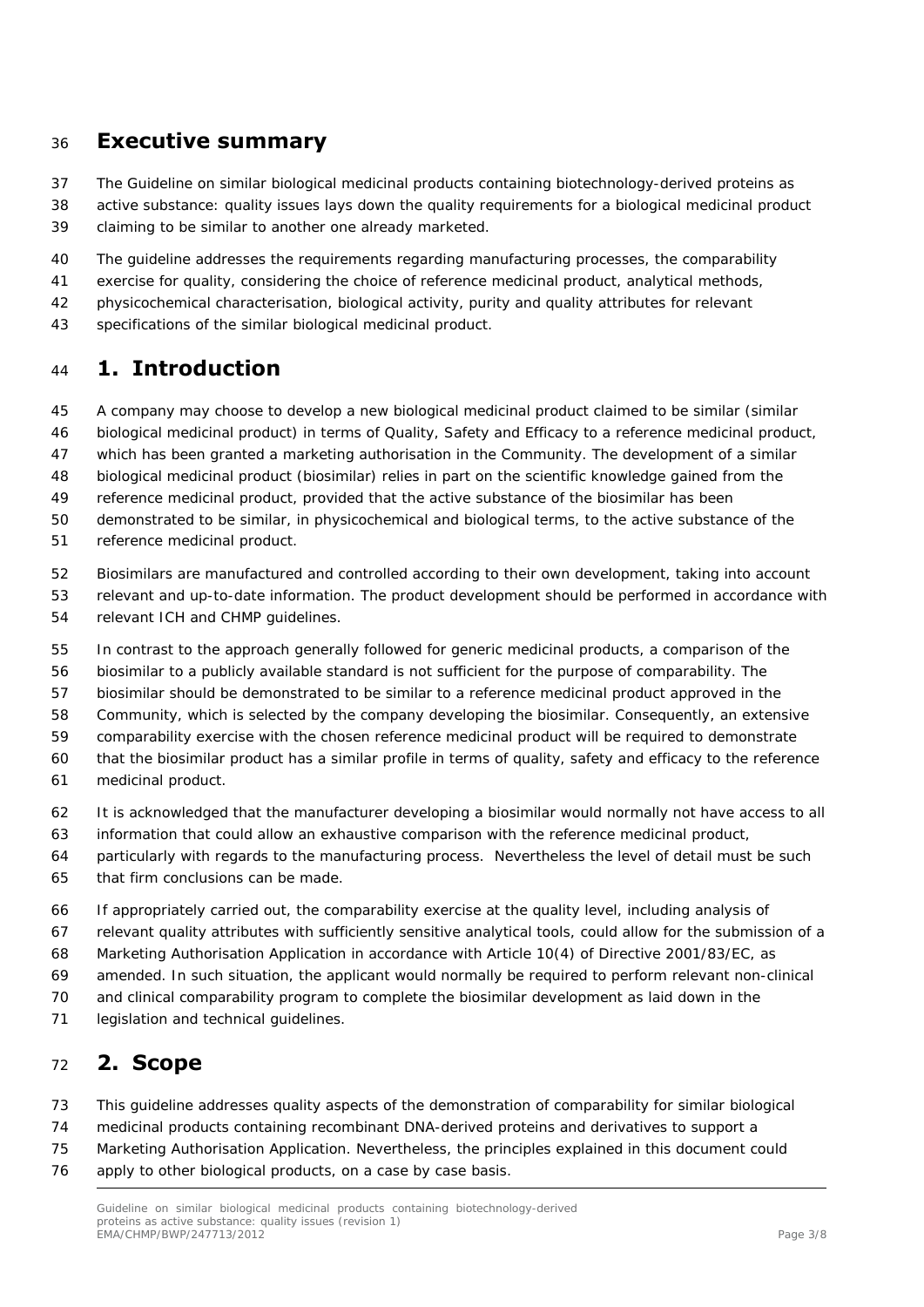# Executive summary

The Guideline on similar biological medicinal products containing biotechnology-derived proteins as active substance: quality issues lays down the quality requirements for a biological medicinal product claiming to be similar to another one already marketed.

The guideline addresses the requirements regarding manufacturing processes, the comparability exercise for quality, considering the choice of reference medicinal product, analytical methods, physicochemical characterisation, biological activity, purity and quality attributes for relevant specifications of the similar biological medicinal product.

# 1. Introduction

A company may choose to develop a new biological medicinal product claimed to be similar (similar biological medicinal product) in terms of Quality, Safety and Efficacy to a reference medicinal product, which has been granted a marketing authorisation in the Community. The development of a similar biological medicinal product (biosimilar) relies in part on the scientific knowledge gained from the reference medicinal product, provided that the active substance of the biosimilar has been demonstrated to be similar, in physicochemical and biological terms, to the active substance of the reference medicinal product.

Biosimilars are manufactured and controlled according to their own development, taking into account relevant and up-to-date information. The product development should be performed in accordance with relevant ICH and CHMP guidelines.

In contrast to the approach generally followed for generic medicinal products, a comparison of the biosimilar to a publicly available standard is not sufficient for the purpose of comparability. The biosimilar should be demonstrated to be similar to a reference medicinal product approved in the Community, which is selected by the company developing the biosimilar. Consequently, an extensive comparability exercise with the chosen reference medicinal product will be required to demonstrate that the biosimilar product has a similar profile in terms of quality, safety and efficacy to the reference medicinal product.

It is acknowledged that the manufacturer developing a biosimilar would normally not have access to all information that could allow an exhaustive comparison with the reference medicinal product, particularly with regards to the manufacturing process. Nevertheless the level of detail must be such that firm conclusions can be made.

If appropriately carried out, the comparability exercise at the quality level, including analysis of relevant quality attributes with sufficiently sensitive analytical tools, could allow for the submission of a Marketing Authorisation Application in accordance with Article 10(4) of Directive 2001/83/EC, as amended. In such situation, the applicant would normally be required to perform relevant non-clinical and clinical comparability program to complete the biosimilar development as laid down in the legislation and technical guidelines.

# 2. Scope

This guideline addresses quality aspects of the demonstration of comparability for similar biological medicinal products containing recombinant DNA-derived proteins and derivatives to support a Marketing Authorisation Application. Nevertheless, the principles explained in this document could apply to other biological products, on a case by case basis.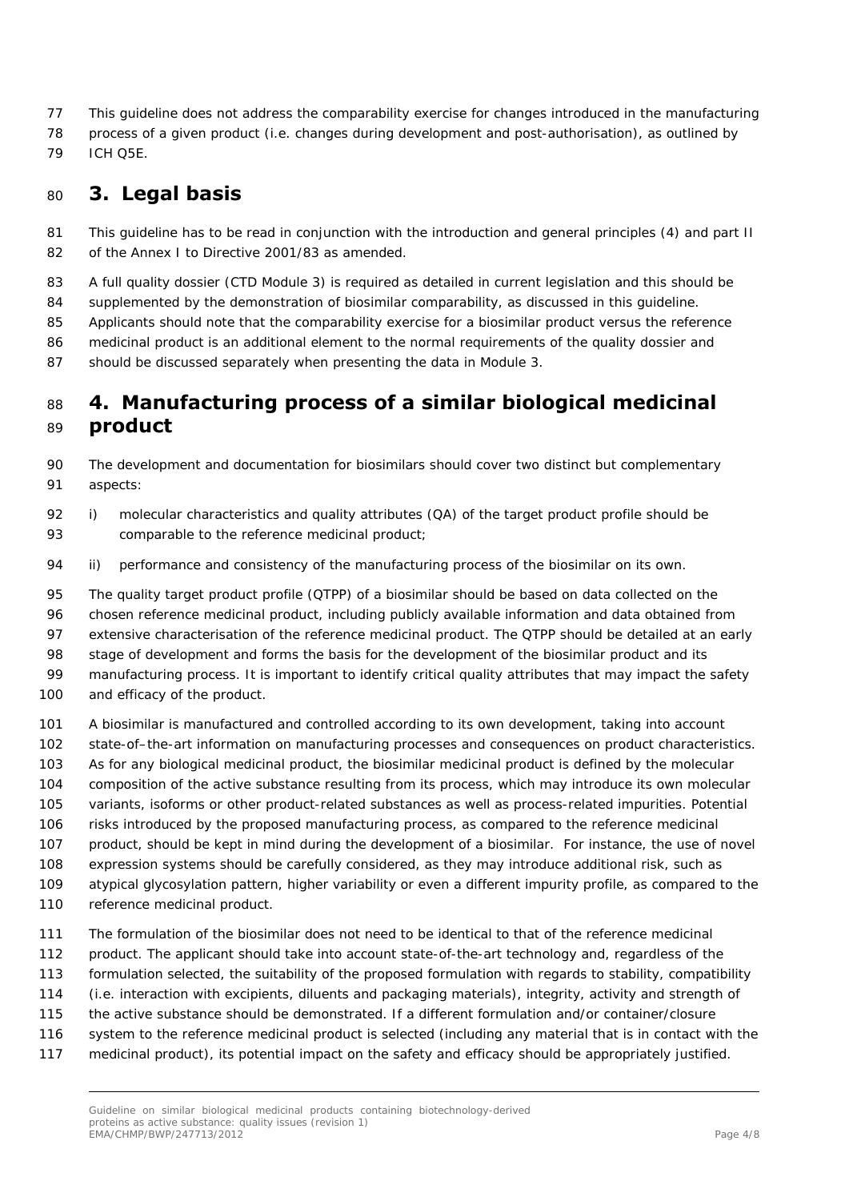This guideline does not address the comparability exercise for changes introduced in the manufacturing process of a given product (i.e. changes during development and post-authorisation), as outlined by ICH Q5E.

# 3. Legal basis

This guideline has to be read in conjunction with the introduction and general principles (4) and part II of the Annex I to Directive 2001/83 as amended.

A full quality dossier (CTD Module 3) is required as detailed in current legislation and this should be supplemented by the demonstration of biosimilar comparability, as discussed in this guideline. Applicants should note that the comparability exercise for a biosimilar product versus the reference medicinal product is an additional element to the normal requirements of the quality dossier and should be discussed separately when presenting the data in Module 3.

# 4. Manufacturing process of a similar biological medicinal product

The development and documentation for biosimilars should cover two distinct but complementary aspects:

i) molecular characteristics and quality attributes (QA) of the target product profile should be comparable to the reference medicinal product;

ii) performance and consistency of the manufacturing process of the biosimilar on its own.

The quality target product profile (QTPP) of a biosimilar should be based on data collected on the chosen reference medicinal product, including publicly available information and data obtained from extensive characterisation of the reference medicinal product. The QTPP should be detailed at an early stage of development and forms the basis for the development of the biosimilar product and its manufacturing process. It is important to identify critical quality attributes that may impact the safety and efficacy of the product.

A biosimilar is manufactured and controlled according to its own development, taking into account state-of–the-art information on manufacturing processes and consequences on product characteristics. As for any biological medicinal product, the biosimilar medicinal product is defined by the molecular composition of the active substance resulting from its process, which may introduce its own molecular variants, isoforms or other product-related substances as well as process-related impurities. Potential risks introduced by the proposed manufacturing process, as compared to the reference medicinal product, should be kept in mind during the development of a biosimilar. For instance, the use of novel expression systems should be carefully considered, as they may introduce additional risk, such as atypical glycosylation pattern, higher variability or even a different impurity profile, as compared to the reference medicinal product.

The formulation of the biosimilar does not need to be identical to that of the reference medicinal product. The applicant should take into account state-of-the-art technology and, regardless of the formulation selected, the suitability of the proposed formulation with regards to stability, compatibility (i.e. interaction with excipients, diluents and packaging materials), integrity, activity and strength of the active substance should be demonstrated. If a different formulation and/or container/closure system to the reference medicinal product is selected (including any material that is in contact with the medicinal product), its potential impact on the safety and efficacy should be appropriately justified.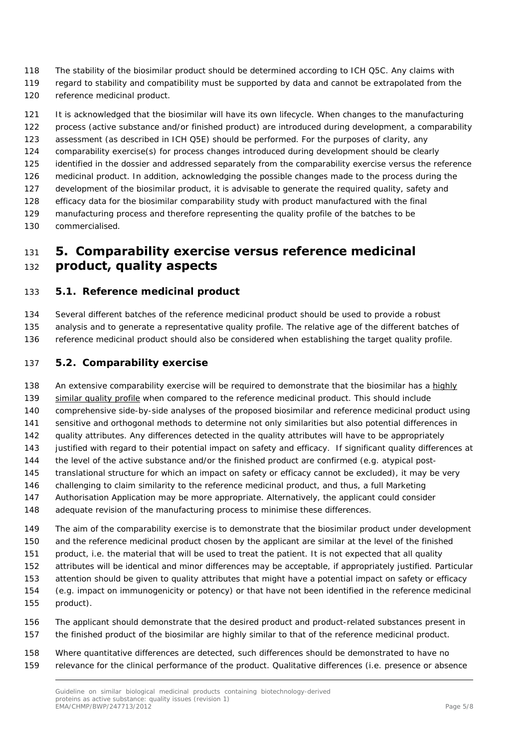The stability of the biosimilar product should be determined according to ICH Q5C. Any claims with regard to stability and compatibility must be supported by data and cannot be extrapolated from the reference medicinal product.

It is acknowledged that the biosimilar will have its own lifecycle. When changes to the manufacturing process (active substance and/or finished product) are introduced during development, a comparability assessment (as described in ICH Q5E) should be performed. For the purposes of clarity, any comparability exercise(s) for process changes introduced during development should be clearly identified in the dossier and addressed separately from the comparability exercise versus the reference medicinal product. In addition, acknowledging the possible changes made to the process during the development of the biosimilar product, it is advisable to generate the required quality, safety and efficacy data for the biosimilar comparability study with product manufactured with the final manufacturing process and therefore representing the quality profile of the batches to be commercialised.

# 5. Comparability exercise versus reference medicinal product, quality aspects

## 5.1. Reference medicinal product

Several different batches of the reference medicinal product should be used to provide a robust analysis and to generate a representative quality profile. The relative age of the different batches of reference medicinal product should also be considered when establishing the target quality profile.

## 5.2. Comparability exercise

An extensive comparability exercise will be required to demonstrate that the biosimilar has a highly similar quality profile when compared to the reference medicinal product. This should include comprehensive side-by-side analyses of the proposed biosimilar and reference medicinal product using sensitive and orthogonal methods to determine not only similarities but also potential differences in quality attributes. Any differences detected in the quality attributes will have to be appropriately justified with regard to their potential impact on safety and efficacy. If significant quality differences at the level of the active substance and/or the finished product are confirmed (e.g. atypical post-translational structure for which an impact on safety or efficacy cannot be excluded), it may be very challenging to claim similarity to the reference medicinal product, and thus, a full Marketing Authorisation Application may be more appropriate. Alternatively, the applicant could consider adequate revision of the manufacturing process to minimise these differences.

The aim of the comparability exercise is to demonstrate that the biosimilar product under development and the reference medicinal product chosen by the applicant are similar at the level of the finished product, i.e. the material that will be used to treat the patient. It is not expected that all quality attributes will be identical and minor differences may be acceptable, if appropriately justified. Particular attention should be given to quality attributes that might have a potential impact on safety or efficacy (e.g. impact on immunogenicity or potency) or that have not been identified in the reference medicinal product).

The applicant should demonstrate that the desired product and product-related substances present in the finished product of the biosimilar are highly similar to that of the reference medicinal product.

Where quantitative differences are detected, such differences should be demonstrated to have no relevance for the clinical performance of the product. Qualitative differences (i.e. presence or absence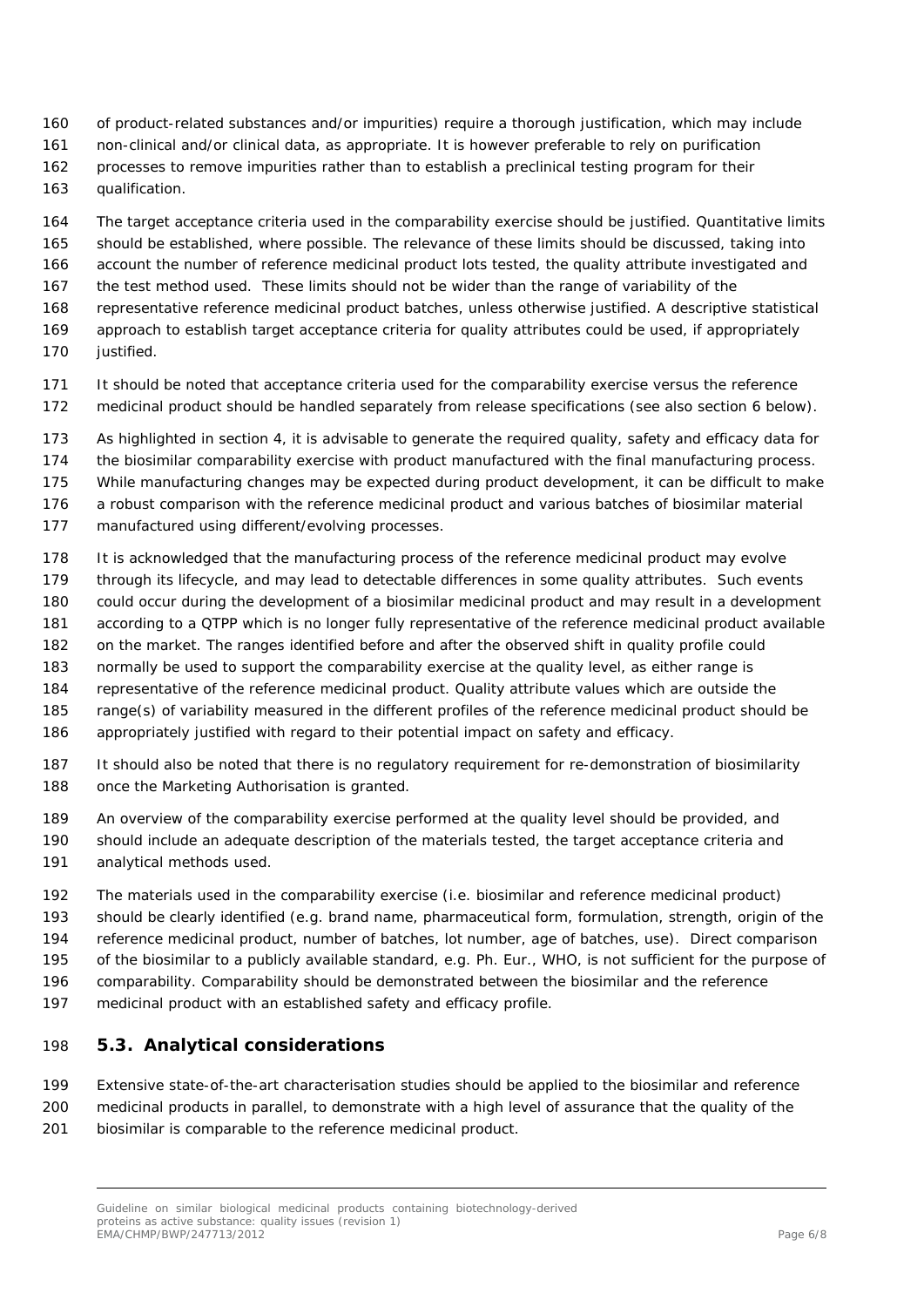of product-related substances and/or impurities) require a thorough justification, which may include non-clinical and/or clinical data, as appropriate. It is however preferable to rely on purification processes to remove impurities rather than to establish a preclinical testing program for their qualification.

The target acceptance criteria used in the comparability exercise should be justified. Quantitative limits should be established, where possible. The relevance of these limits should be discussed, taking into account the number of reference medicinal product lots tested, the quality attribute investigated and the test method used. These limits should not be wider than the range of variability of the representative reference medicinal product batches, unless otherwise justified. A descriptive statistical approach to establish target acceptance criteria for quality attributes could be used, if appropriately justified.

It should be noted that acceptance criteria used for the comparability exercise versus the reference medicinal product should be handled separately from release specifications (see also section 6 below).

As highlighted in section 4, it is advisable to generate the required quality, safety and efficacy data for the biosimilar comparability exercise with product manufactured with the final manufacturing process. While manufacturing changes may be expected during product development, it can be difficult to make a robust comparison with the reference medicinal product and various batches of biosimilar material manufactured using different/evolving processes.

It is acknowledged that the manufacturing process of the reference medicinal product may evolve through its lifecycle, and may lead to detectable differences in some quality attributes. Such events could occur during the development of a biosimilar medicinal product and may result in a development according to a QTPP which is no longer fully representative of the reference medicinal product available on the market. The ranges identified before and after the observed shift in quality profile could normally be used to support the comparability exercise at the quality level, as either range is representative of the reference medicinal product. Quality attribute values which are outside the range(s) of variability measured in the different profiles of the reference medicinal product should be appropriately justified with regard to their potential impact on safety and efficacy.

It should also be noted that there is no regulatory requirement for re-demonstration of biosimilarity once the Marketing Authorisation is granted.

An overview of the comparability exercise performed at the quality level should be provided, and should include an adequate description of the materials tested, the target acceptance criteria and analytical methods used.

The materials used in the comparability exercise (i.e. biosimilar and reference medicinal product) should be clearly identified (e.g. brand name, pharmaceutical form, formulation, strength, origin of the reference medicinal product, number of batches, lot number, age of batches, use). Direct comparison of the biosimilar to a publicly available standard, e.g. Ph. Eur., WHO, is not sufficient for the purpose of comparability. Comparability should be demonstrated between the biosimilar and the reference medicinal product with an established safety and efficacy profile.

### 5.3. Analytical considerations

Extensive state-of-the-art characterisation studies should be applied to the biosimilar and reference medicinal products in parallel, to demonstrate with a high level of assurance that the quality of the biosimilar is comparable to the reference medicinal product.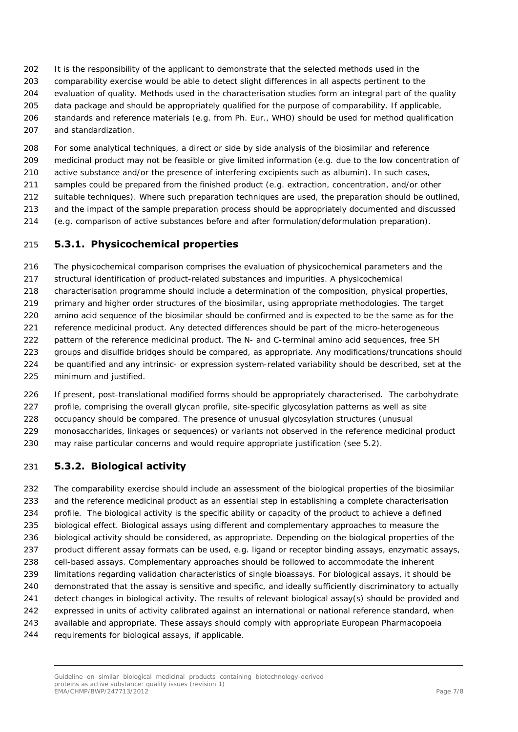It is the responsibility of the applicant to demonstrate that the selected methods used in the comparability exercise would be able to detect slight differences in all aspects pertinent to the evaluation of quality. Methods used in the characterisation studies form an integral part of the quality data package and should be appropriately qualified for the purpose of comparability. If applicable, standards and reference materials (e.g. from Ph. Eur., WHO) should be used for method qualification and standardization.

For some analytical techniques, a direct or side by side analysis of the biosimilar and reference medicinal product may not be feasible or give limited information (e.g. due to the low concentration of active substance and/or the presence of interfering excipients such as albumin). In such cases, samples could be prepared from the finished product (e.g. extraction, concentration, and/or other suitable techniques). Where such preparation techniques are used, the preparation should be outlined, and the impact of the sample preparation process should be appropriately documented and discussed (e.g. comparison of active substances before and after formulation/deformulation preparation).

### 5.3.1. Physicochemical properties

The physicochemical comparison comprises the evaluation of physicochemical parameters and the structural identification of product-related substances and impurities. A physicochemical characterisation programme should include a determination of the composition, physical properties, primary and higher order structures of the biosimilar, using appropriate methodologies. The target amino acid sequence of the biosimilar should be confirmed and is expected to be the same as for the reference medicinal product. Any detected differences should be part of the micro-heterogeneous pattern of the reference medicinal product. The N- and C-terminal amino acid sequences, free SH groups and disulfide bridges should be compared, as appropriate. Any modifications/truncations should be quantified and any intrinsic- or expression system-related variability should be described, set at the minimum and justified.

If present, post-translational modified forms should be appropriately characterised. The carbohydrate profile, comprising the overall glycan profile, site-specific glycosylation patterns as well as site occupancy should be compared. The presence of unusual glycosylation structures (unusual monosaccharides, linkages or sequences) or variants not observed in the reference medicinal product may raise particular concerns and would require appropriate justification (see 5.2).

### 5.3.2. Biological activity

The comparability exercise should include an assessment of the biological properties of the biosimilar and the reference medicinal product as an essential step in establishing a complete characterisation profile. The biological activity is the specific ability or capacity of the product to achieve a defined biological effect. Biological assays using different and complementary approaches to measure the biological activity should be considered, as appropriate. Depending on the biological properties of the product different assay formats can be used, e.g. ligand or receptor binding assays, enzymatic assays, cell-based assays. Complementary approaches should be followed to accommodate the inherent limitations regarding validation characteristics of single bioassays. For biological assays, it should be demonstrated that the assay is sensitive and specific, and ideally sufficiently discriminatory to actually detect changes in biological activity. The results of relevant biological assay(s) should be provided and expressed in units of activity calibrated against an international or national reference standard, when available and appropriate. These assays should comply with appropriate European Pharmacopoeia requirements for biological assays, if applicable.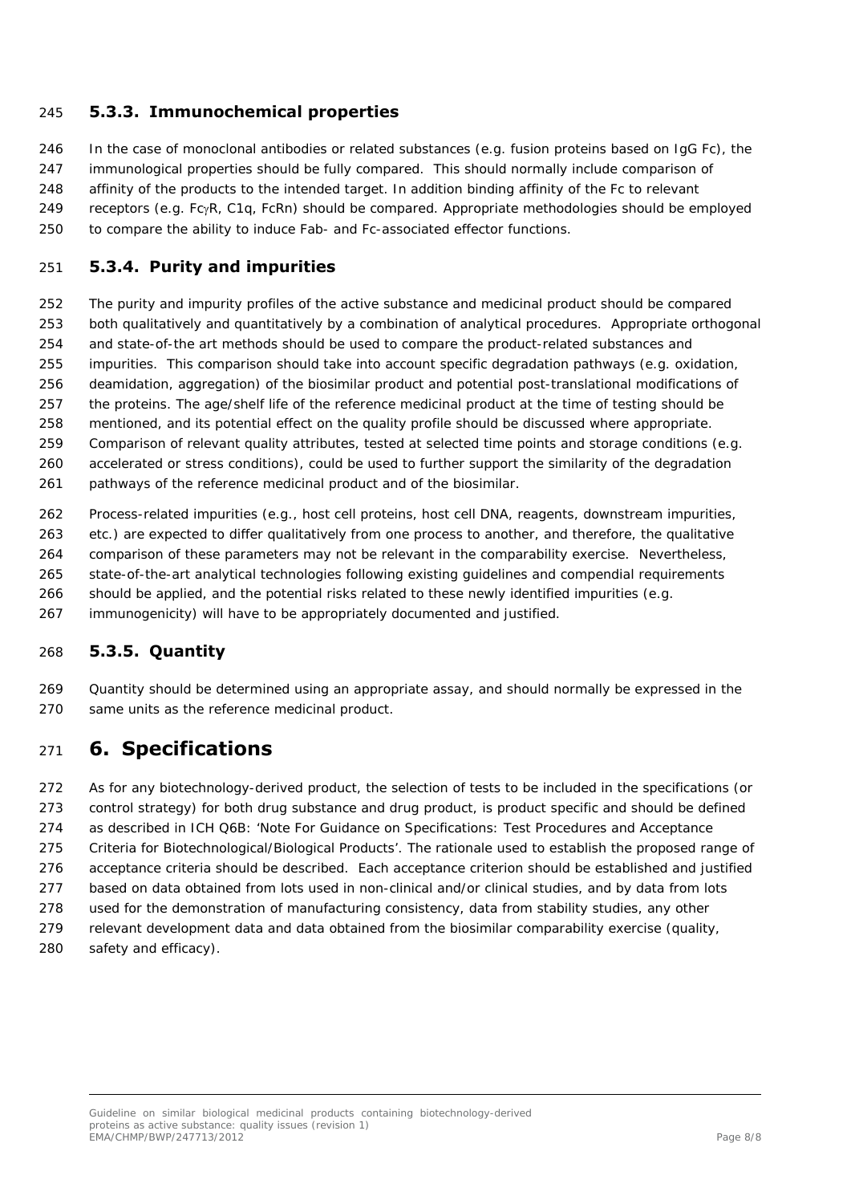### 5.3.3. Immunochemical properties

In the case of monoclonal antibodies or related substances (e.g. fusion proteins based on IgG Fc), the immunological properties should be fully compared. This should normally include comparison of affinity of the products to the intended target. In addition binding affinity of the Fc to relevant receptors (e.g. FcγR, C1q, FcRn) should be compared. Appropriate methodologies should be employed to compare the ability to induce Fab- and Fc-associated effector functions.

### 5.3.4. Purity and impurities

The purity and impurity profiles of the active substance and medicinal product should be compared both qualitatively and quantitatively by a combination of analytical procedures. Appropriate orthogonal and state-of-the art methods should be used to compare the product-related substances and impurities. This comparison should take into account specific degradation pathways (e.g. oxidation, deamidation, aggregation) of the biosimilar product and potential post-translational modifications of the proteins. The age/shelf life of the reference medicinal product at the time of testing should be mentioned, and its potential effect on the quality profile should be discussed where appropriate. Comparison of relevant quality attributes, tested at selected time points and storage conditions (e.g. accelerated or stress conditions), could be used to further support the similarity of the degradation pathways of the reference medicinal product and of the biosimilar.

Process-related impurities (e.g., host cell proteins, host cell DNA, reagents, downstream impurities, etc.) are expected to differ qualitatively from one process to another, and therefore, the qualitative comparison of these parameters may not be relevant in the comparability exercise. Nevertheless, state-of-the-art analytical technologies following existing guidelines and compendial requirements should be applied, and the potential risks related to these newly identified impurities (e.g. immunogenicity) will have to be appropriately documented and justified.

### 5.3.5. Quantity

Quantity should be determined using an appropriate assay, and should normally be expressed in the same units as the reference medicinal product.

# 6. Specifications

As for any biotechnology-derived product, the selection of tests to be included in the specifications (or control strategy) for both drug substance and drug product, is product specific and should be defined as described in ICH Q6B: 'Note For Guidance on Specifications: Test Procedures and Acceptance Criteria for Biotechnological/Biological Products'. The rationale used to establish the proposed range of acceptance criteria should be described. Each acceptance criterion should be established and justified based on data obtained from lots used in non-clinical and/or clinical studies, and by data from lots used for the demonstration of manufacturing consistency, data from stability studies, any other relevant development data and data obtained from the biosimilar comparability exercise (quality, safety and efficacy).